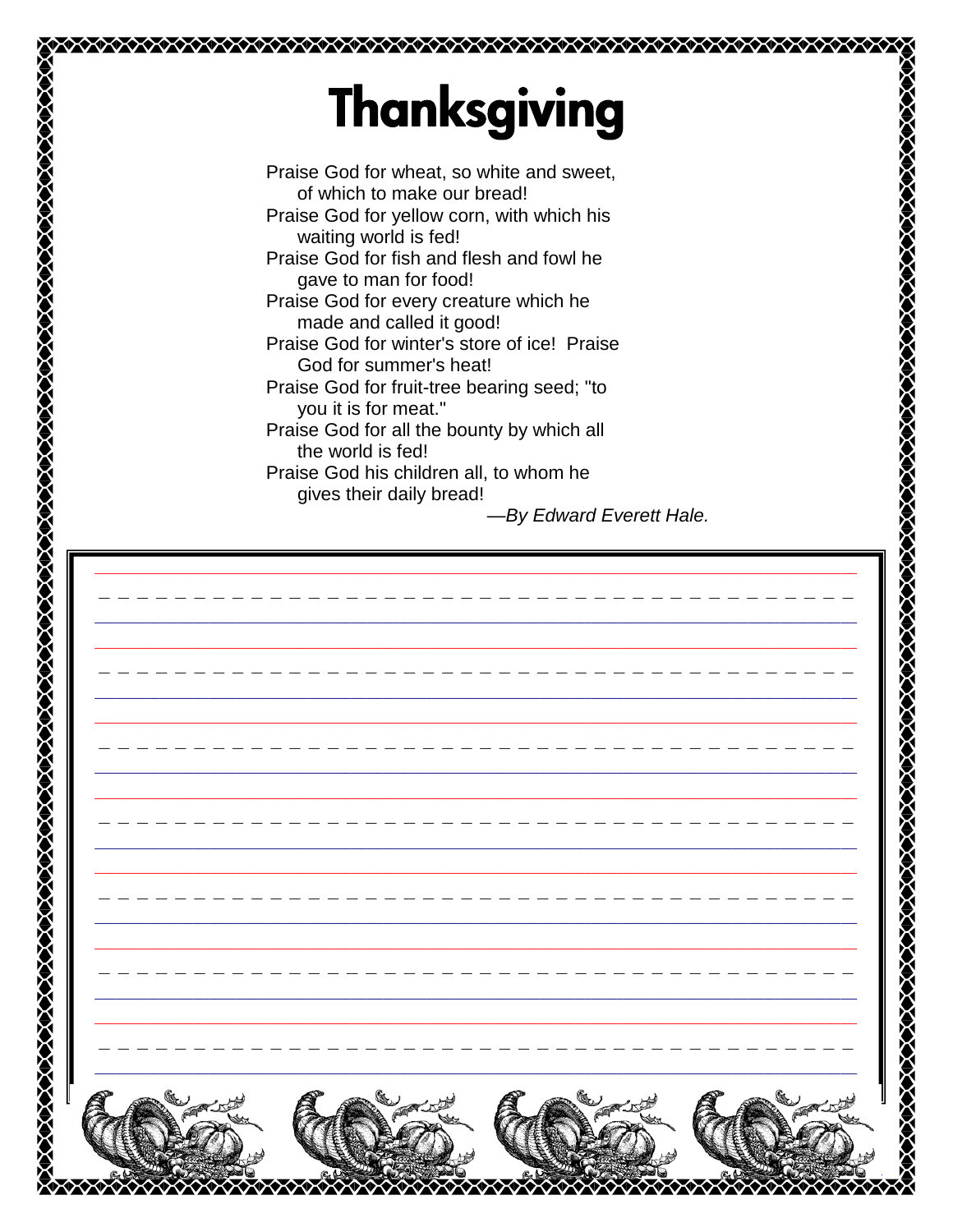# Thanksgiving

Praise God for wheat, so white and sweet,
of which to make our bread!
Praise God for yellow corn, with which his
waiting world is fed!
Praise God for fish and flesh and fowl he
gave to man for food!
Praise God for every creature which he
made and called it good!
Praise God for winter's store of ice! Praise
God for summer's heat!
Praise God for fruit-tree bearing seed; "to
you it is for meat."
Praise God for all the bounty by which all
the world is fed!
Praise God his children all, to whom he
gives their daily bread!

*—By Edward Everett Hale.*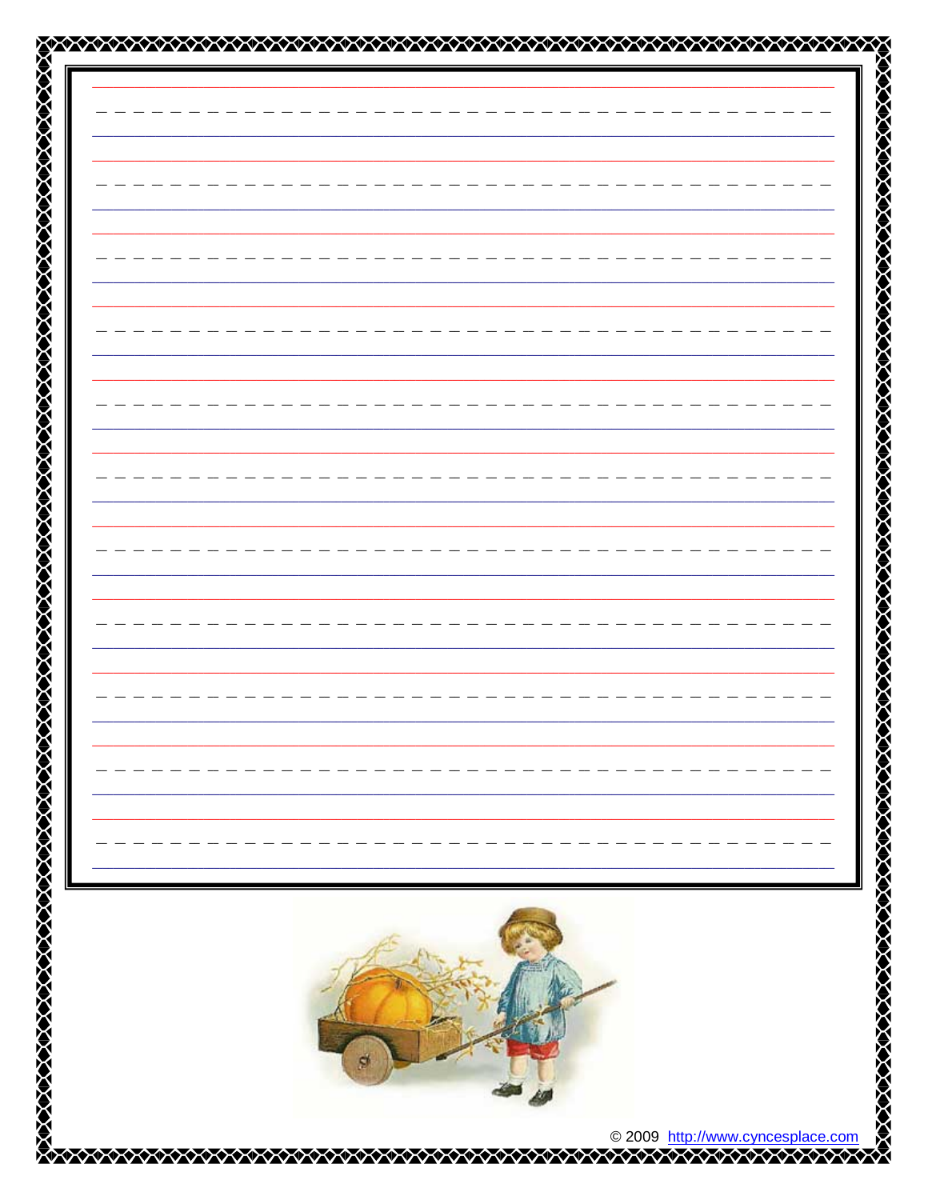© 2009 http://www.cyncesplace.com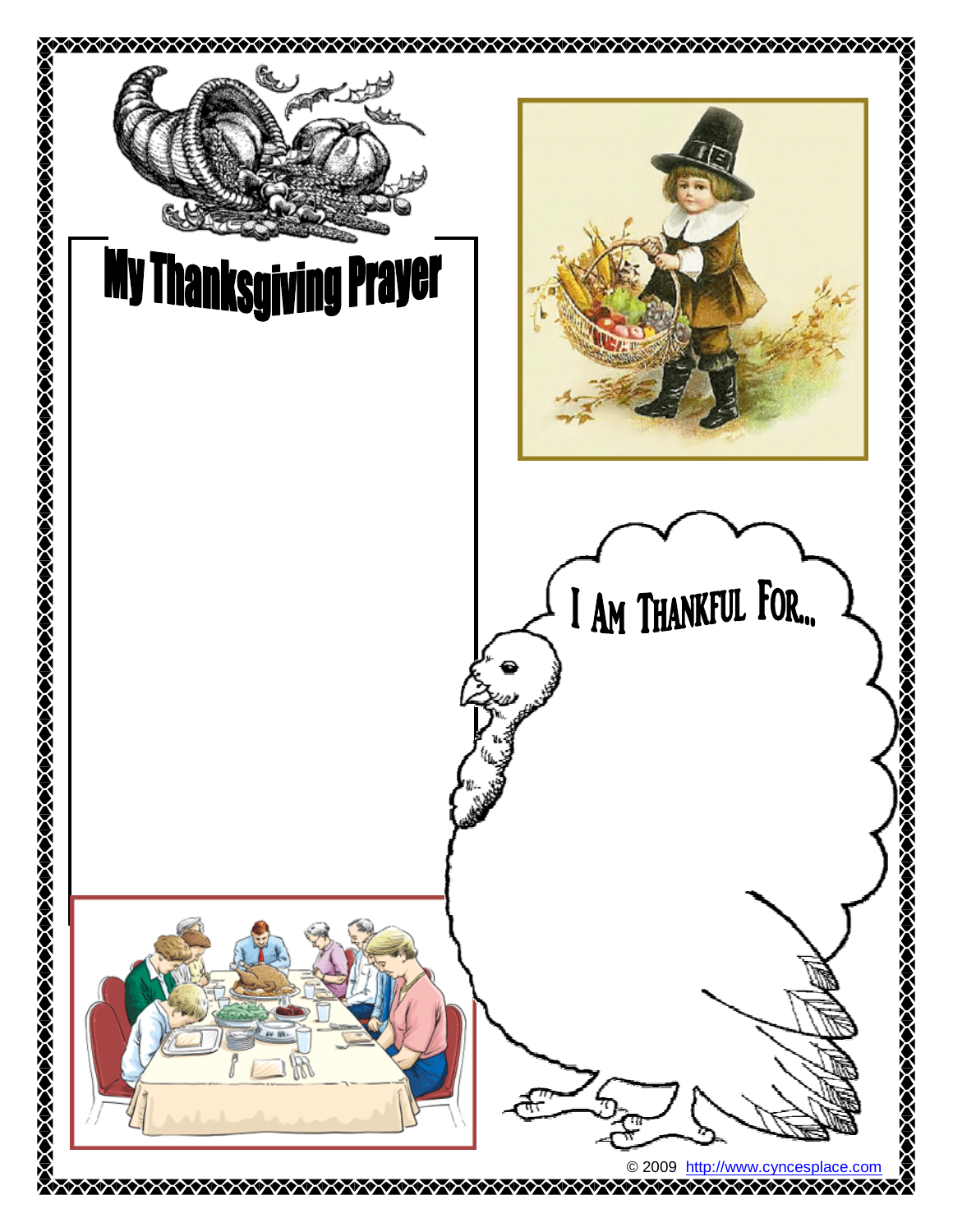# My Thanksgiving Prayer

I Am Thankful For...

© 2009 http://www.cyncesplace.com